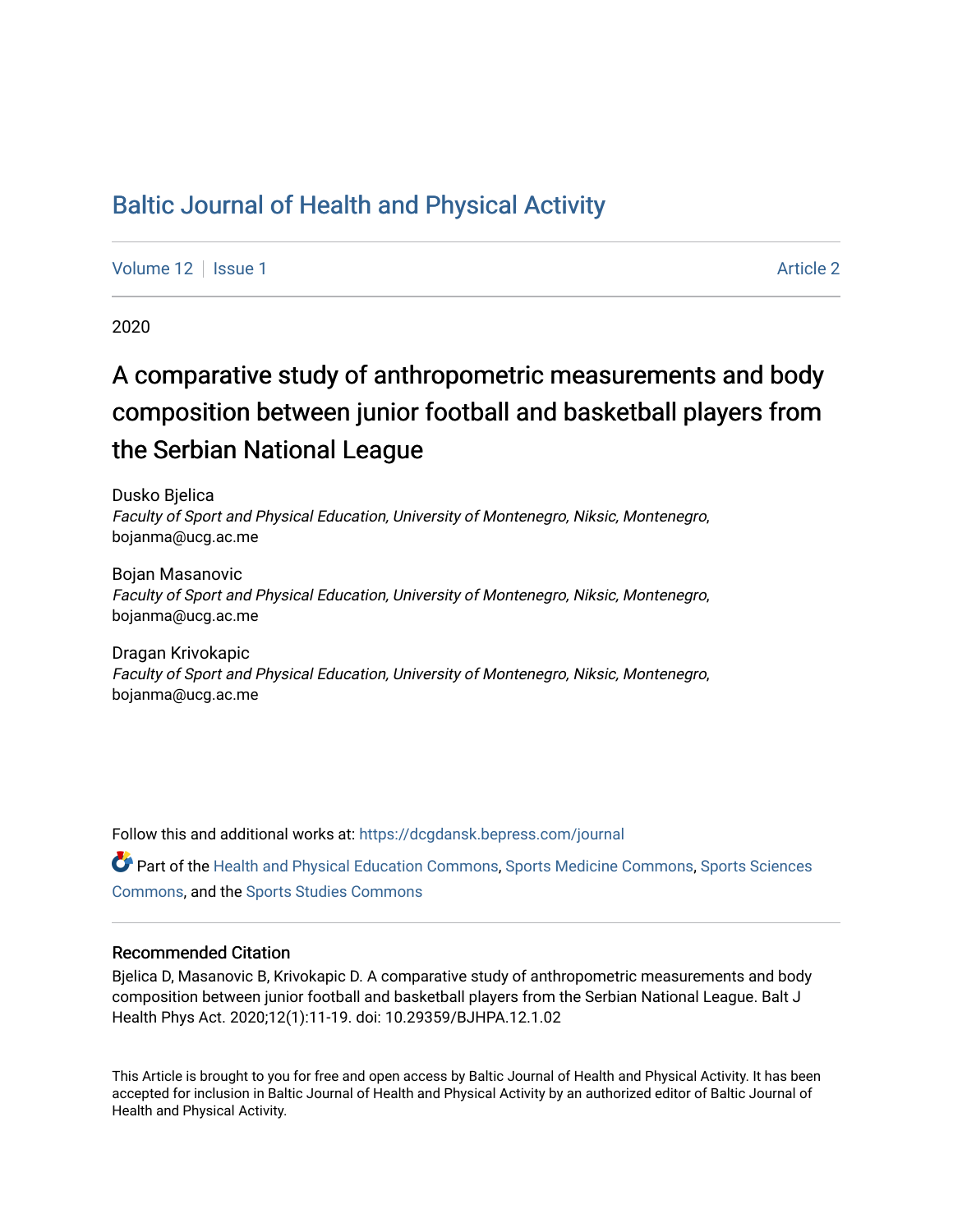# Baltic Journal of Health and Physical Activity

Volume 12 | Issue 1 | Article 2

2020

## A comparative study of anthropometric measurements and body composition between junior football and basketball players from the Serbian National League

Dusko Bjelica
*Faculty of Sport and Physical Education, University of Montenegro, Niksic, Montenegro*, bojanma@ucg.ac.me

Bojan Masanovic
*Faculty of Sport and Physical Education, University of Montenegro, Niksic, Montenegro*, bojanma@ucg.ac.me

Dragan Krivokapic
*Faculty of Sport and Physical Education, University of Montenegro, Niksic, Montenegro*, bojanma@ucg.ac.me

Follow this and additional works at: https://dcgdansk.bepress.com/journal

Part of the Health and Physical Education Commons, Sports Medicine Commons, Sports Sciences Commons, and the Sports Studies Commons

### Recommended Citation

Bjelica D, Masanovic B, Krivokapic D. A comparative study of anthropometric measurements and body composition between junior football and basketball players from the Serbian National League. Balt J Health Phys Act. 2020;12(1):11-19. doi: 10.29359/BJHPA.12.1.02

This Article is brought to you for free and open access by Baltic Journal of Health and Physical Activity. It has been accepted for inclusion in Baltic Journal of Health and Physical Activity by an authorized editor of Baltic Journal of Health and Physical Activity.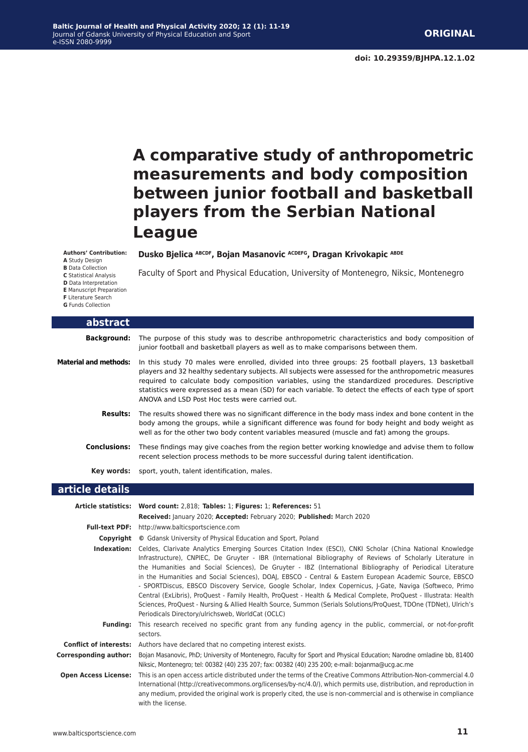**ORIGINAL**

**doi: 10.29359/BJHPA.12.1.02**

# A comparative study of anthropometric measurements and body composition between junior football and basketball players from the Serbian National League

**Authors' Contribution:**
**A** Study Design
**B** Data Collection
**C** Statistical Analysis
**D** Data Interpretation
**E** Manuscript Preparation
**F** Literature Search
**G** Funds Collection

**Dusko Bjelica** [ABCDF], **Bojan Masanovic** [ACDEFG], **Dragan Krivokapic** [ABDE]

Faculty of Sport and Physical Education, University of Montenegro, Niksic, Montenegro

## abstract

**Background:** The purpose of this study was to describe anthropometric characteristics and body composition of junior football and basketball players as well as to make comparisons between them.

**Material and methods:** In this study 70 males were enrolled, divided into three groups: 25 football players, 13 basketball players and 32 healthy sedentary subjects. All subjects were assessed for the anthropometric measures required to calculate body composition variables, using the standardized procedures. Descriptive statistics were expressed as a mean (SD) for each variable. To detect the effects of each type of sport ANOVA and LSD Post Hoc tests were carried out.

**Results:** The results showed there was no significant difference in the body mass index and bone content in the body among the groups, while a significant difference was found for body height and body weight as well as for the other two body content variables measured (muscle and fat) among the groups.

**Conclusions:** These findings may give coaches from the region better working knowledge and advise them to follow recent selection process methods to be more successful during talent identification.

**Key words:** sport, youth, talent identification, males.

## article details

**Article statistics:** **Word count:** 2,818; **Tables:** 1; **Figures:** 1; **References:** 51
**Received:** January 2020; **Accepted:** February 2020; **Published:** March 2020

**Full-text PDF:** http://www.balticsportscience.com

**Copyright** © Gdansk University of Physical Education and Sport, Poland

**Indexation:** Celdes, Clarivate Analytics Emerging Sources Citation Index (ESCI), CNKI Scholar (China National Knowledge Infrastructure), CNPIEC, De Gruyter - IBR (International Bibliography of Reviews of Scholarly Literature in the Humanities and Social Sciences), De Gruyter - IBZ (International Bibliography of Periodical Literature in the Humanities and Social Sciences), DOAJ, EBSCO - Central & Eastern European Academic Source, EBSCO - SPORTDiscus, EBSCO Discovery Service, Google Scholar, Index Copernicus, J-Gate, Naviga (Softweco, Primo Central (ExLibris), ProQuest - Family Health, ProQuest - Health & Medical Complete, ProQuest - Illustrata: Health Sciences, ProQuest - Nursing & Allied Health Source, Summon (Serials Solutions/ProQuest, TDOne (TDNet), Ulrich's Periodicals Directory/ulrichsweb, WorldCat (OCLC)

**Funding:** This research received no specific grant from any funding agency in the public, commercial, or not-for-profit sectors.

**Conflict of interests:** Authors have declared that no competing interest exists.

**Corresponding author:** Bojan Masanovic, PhD; University of Montenegro, Faculty for Sport and Physical Education; Narodne omladine bb, 81400 Niksic, Montenegro; tel: 00382 (40) 235 207; fax: 00382 (40) 235 200; e-mail: bojanma@ucg.ac.me

**Open Access License:** This is an open access article distributed under the terms of the Creative Commons Attribution-Non-commercial 4.0 International (http://creativecommons.org/licenses/by-nc/4.0/), which permits use, distribution, and reproduction in any medium, provided the original work is properly cited, the use is non-commercial and is otherwise in compliance with the license.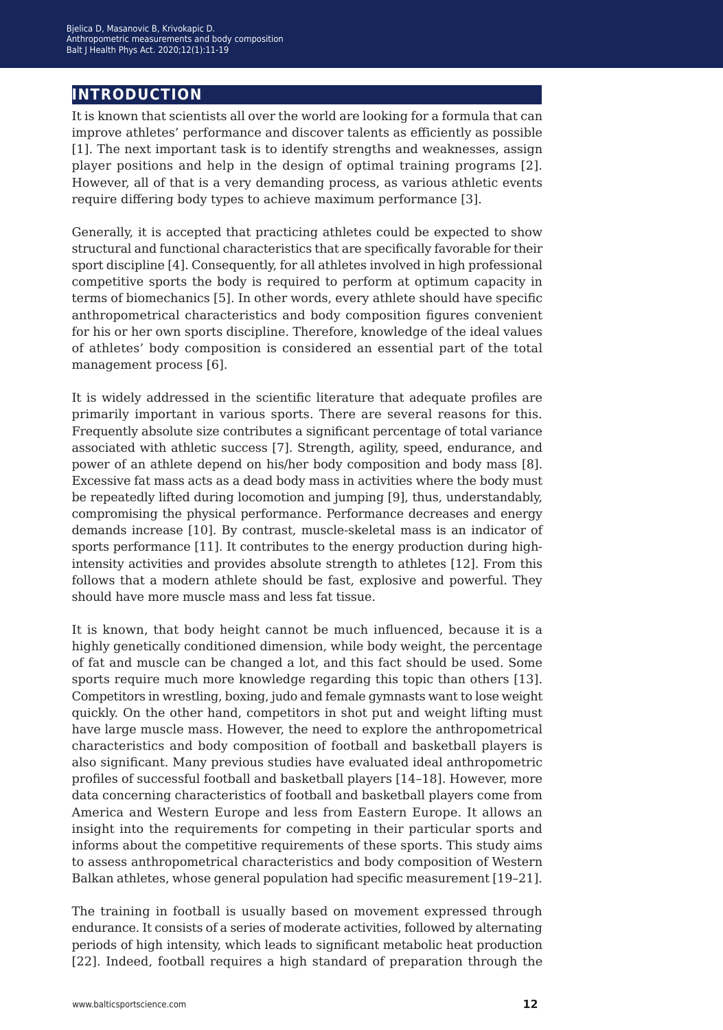## INTRODUCTION

It is known that scientists all over the world are looking for a formula that can improve athletes' performance and discover talents as efficiently as possible [1]. The next important task is to identify strengths and weaknesses, assign player positions and help in the design of optimal training programs [2]. However, all of that is a very demanding process, as various athletic events require differing body types to achieve maximum performance [3].

Generally, it is accepted that practicing athletes could be expected to show structural and functional characteristics that are specifically favorable for their sport discipline [4]. Consequently, for all athletes involved in high professional competitive sports the body is required to perform at optimum capacity in terms of biomechanics [5]. In other words, every athlete should have specific anthropometrical characteristics and body composition figures convenient for his or her own sports discipline. Therefore, knowledge of the ideal values of athletes' body composition is considered an essential part of the total management process [6].

It is widely addressed in the scientific literature that adequate profiles are primarily important in various sports. There are several reasons for this. Frequently absolute size contributes a significant percentage of total variance associated with athletic success [7]. Strength, agility, speed, endurance, and power of an athlete depend on his/her body composition and body mass [8]. Excessive fat mass acts as a dead body mass in activities where the body must be repeatedly lifted during locomotion and jumping [9], thus, understandably, compromising the physical performance. Performance decreases and energy demands increase [10]. By contrast, muscle-skeletal mass is an indicator of sports performance [11]. It contributes to the energy production during high-intensity activities and provides absolute strength to athletes [12]. From this follows that a modern athlete should be fast, explosive and powerful. They should have more muscle mass and less fat tissue.

It is known, that body height cannot be much influenced, because it is a highly genetically conditioned dimension, while body weight, the percentage of fat and muscle can be changed a lot, and this fact should be used. Some sports require much more knowledge regarding this topic than others [13]. Competitors in wrestling, boxing, judo and female gymnasts want to lose weight quickly. On the other hand, competitors in shot put and weight lifting must have large muscle mass. However, the need to explore the anthropometrical characteristics and body composition of football and basketball players is also significant. Many previous studies have evaluated ideal anthropometric profiles of successful football and basketball players [14–18]. However, more data concerning characteristics of football and basketball players come from America and Western Europe and less from Eastern Europe. It allows an insight into the requirements for competing in their particular sports and informs about the competitive requirements of these sports. This study aims to assess anthropometrical characteristics and body composition of Western Balkan athletes, whose general population had specific measurement [19–21].

The training in football is usually based on movement expressed through endurance. It consists of a series of moderate activities, followed by alternating periods of high intensity, which leads to significant metabolic heat production [22]. Indeed, football requires a high standard of preparation through the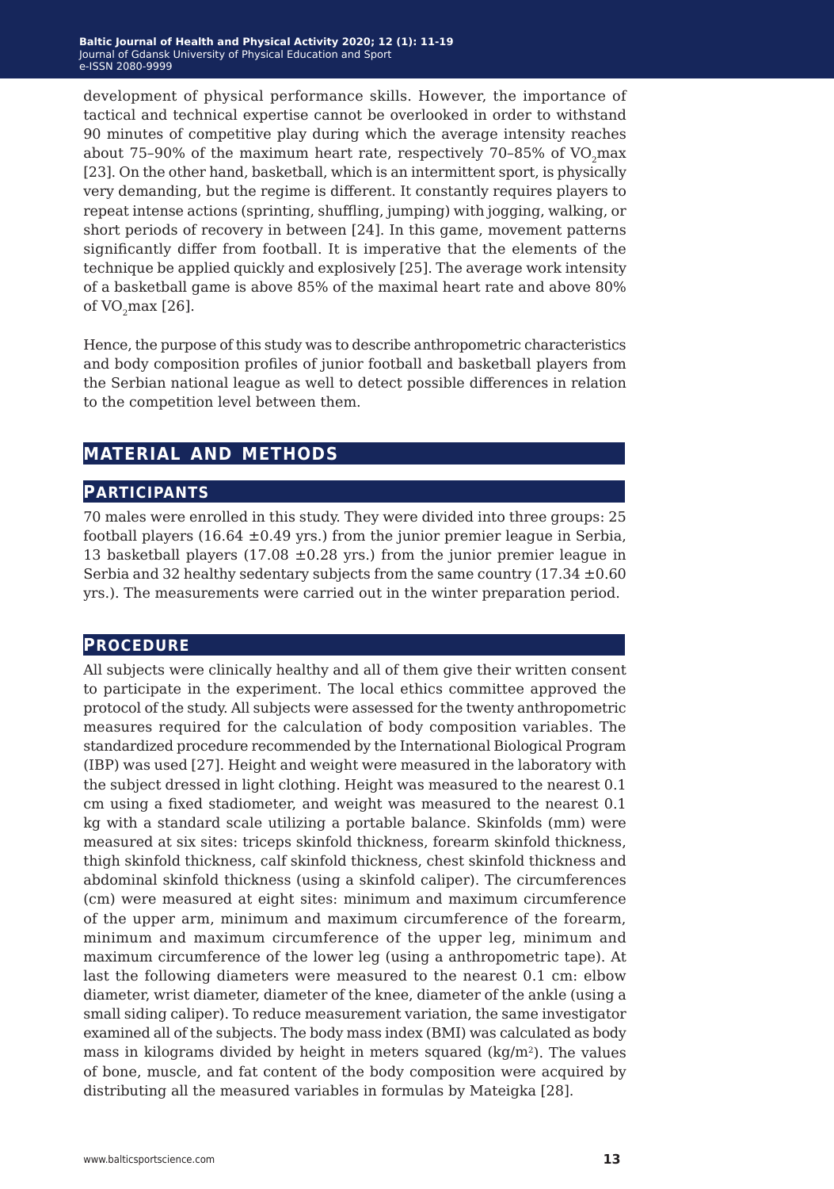development of physical performance skills. However, the importance of tactical and technical expertise cannot be overlooked in order to withstand 90 minutes of competitive play during which the average intensity reaches about 75–90% of the maximum heart rate, respectively 70–85% of $VO_2$max [23]. On the other hand, basketball, which is an intermittent sport, is physically very demanding, but the regime is different. It constantly requires players to repeat intense actions (sprinting, shuffling, jumping) with jogging, walking, or short periods of recovery in between [24]. In this game, movement patterns significantly differ from football. It is imperative that the elements of the technique be applied quickly and explosively [25]. The average work intensity of a basketball game is above 85% of the maximal heart rate and above 80% of $VO_2$max [26].

Hence, the purpose of this study was to describe anthropometric characteristics and body composition profiles of junior football and basketball players from the Serbian national league as well to detect possible differences in relation to the competition level between them.

## MATERIAL AND METHODS

### PARTICIPANTS

70 males were enrolled in this study. They were divided into three groups: 25 football players (16.64 ±0.49 yrs.) from the junior premier league in Serbia, 13 basketball players (17.08 ±0.28 yrs.) from the junior premier league in Serbia and 32 healthy sedentary subjects from the same country (17.34 ±0.60 yrs.). The measurements were carried out in the winter preparation period.

### PROCEDURE

All subjects were clinically healthy and all of them give their written consent to participate in the experiment. The local ethics committee approved the protocol of the study. All subjects were assessed for the twenty anthropometric measures required for the calculation of body composition variables. The standardized procedure recommended by the International Biological Program (IBP) was used [27]. Height and weight were measured in the laboratory with the subject dressed in light clothing. Height was measured to the nearest 0.1 cm using a fixed stadiometer, and weight was measured to the nearest 0.1 kg with a standard scale utilizing a portable balance. Skinfolds (mm) were measured at six sites: triceps skinfold thickness, forearm skinfold thickness, thigh skinfold thickness, calf skinfold thickness, chest skinfold thickness and abdominal skinfold thickness (using a skinfold caliper). The circumferences (cm) were measured at eight sites: minimum and maximum circumference of the upper arm, minimum and maximum circumference of the forearm, minimum and maximum circumference of the upper leg, minimum and maximum circumference of the lower leg (using a anthropometric tape). At last the following diameters were measured to the nearest 0.1 cm: elbow diameter, wrist diameter, diameter of the knee, diameter of the ankle (using a small siding caliper). To reduce measurement variation, the same investigator examined all of the subjects. The body mass index (BMI) was calculated as body mass in kilograms divided by height in meters squared ($kg/m^2$). The values of bone, muscle, and fat content of the body composition were acquired by distributing all the measured variables in formulas by Mateigka [28].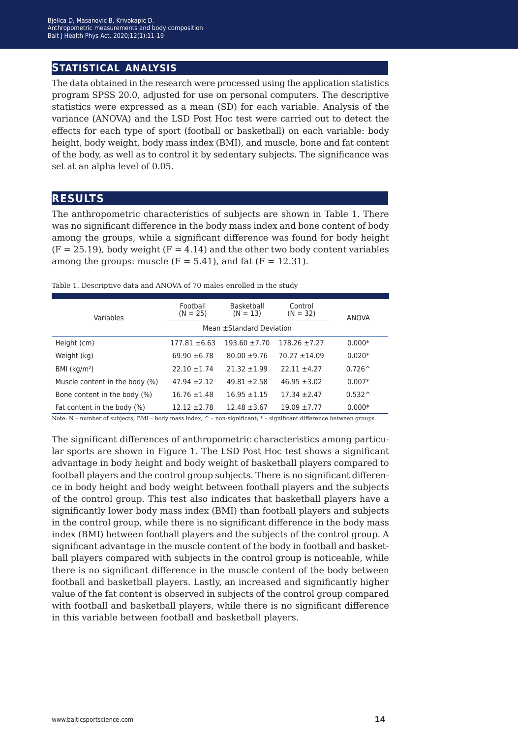## STATISTICAL ANALYSIS

The data obtained in the research were processed using the application statistics program SPSS 20.0, adjusted for use on personal computers. The descriptive statistics were expressed as a mean (SD) for each variable. Analysis of the variance (ANOVA) and the LSD Post Hoc test were carried out to detect the effects for each type of sport (football or basketball) on each variable: body height, body weight, body mass index (BMI), and muscle, bone and fat content of the body, as well as to control it by sedentary subjects. The significance was set at an alpha level of 0.05.

## RESULTS

The anthropometric characteristics of subjects are shown in Table 1. There was no significant difference in the body mass index and bone content of body among the groups, while a significant difference was found for body height ($F = 25.19$), body weight ($F = 4.14$) and the other two body content variables among the groups: muscle ($F = 5.41$), and fat ($F = 12.31$).

Table 1. Descriptive data and ANOVA of 70 males enrolled in the study

| Variables | Football (N = 25) | Basketball (N = 13) | Control (N = 32) | ANOVA |
|---|---|---|---|---|
| | Mean ±Standard Deviation | | | |
| Height (cm) | 177.81 ±6.63 | 193.60 ±7.70 | 178.26 ±7.27 | 0.000* |
| Weight (kg) | 69.90 ±6.78 | 80.00 ±9.76 | 70.27 ±14.09 | 0.020* |
| BMI (kg/m$^2$) | 22.10 ±1.74 | 21.32 ±1.99 | 22.11 ±4.27 | 0.726^ |
| Muscle content in the body (%) | 47.94 ±2.12 | 49.81 ±2.58 | 46.95 ±3.02 | 0.007* |
| Bone content in the body (%) | 16.76 ±1.48 | 16.95 ±1.15 | 17.34 ±2.47 | 0.532^ |
| Fat content in the body (%) | 12.12 ±2.78 | 12.48 ±3.67 | 19.09 ±7.77 | 0.000* |

Note: N – number of subjects; BMI – body mass index; ^ – non-significant; * – significant difference between groups.

The significant differences of anthropometric characteristics among particular sports are shown in Figure 1. The LSD Post Hoc test shows a significant advantage in body height and body weight of basketball players compared to football players and the control group subjects. There is no significant difference in body height and body weight between football players and the subjects of the control group. This test also indicates that basketball players have a significantly lower body mass index (BMI) than football players and subjects in the control group, while there is no significant difference in the body mass index (BMI) between football players and the subjects of the control group. A significant advantage in the muscle content of the body in football and basketball players compared with subjects in the control group is noticeable, while there is no significant difference in the muscle content of the body between football and basketball players. Lastly, an increased and significantly higher value of the fat content is observed in subjects of the control group compared with football and basketball players, while there is no significant difference in this variable between football and basketball players.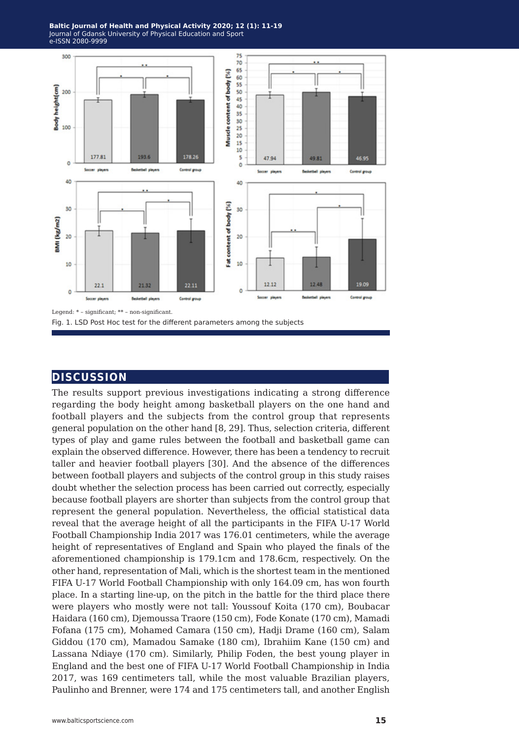Legend: * – significant; ** – non-significant.

Fig. 1. LSD Post Hoc test for the different parameters among the subjects

## DISCUSSION

The results support previous investigations indicating a strong difference regarding the body height among basketball players on the one hand and football players and the subjects from the control group that represents general population on the other hand [8, 29]. Thus, selection criteria, different types of play and game rules between the football and basketball game can explain the observed difference. However, there has been a tendency to recruit taller and heavier football players [30]. And the absence of the differences between football players and subjects of the control group in this study raises doubt whether the selection process has been carried out correctly, especially because football players are shorter than subjects from the control group that represent the general population. Nevertheless, the official statistical data reveal that the average height of all the participants in the FIFA U-17 World Football Championship India 2017 was 176.01 centimeters, while the average height of representatives of England and Spain who played the finals of the aforementioned championship is 179.1cm and 178.6cm, respectively. On the other hand, representation of Mali, which is the shortest team in the mentioned FIFA U-17 World Football Championship with only 164.09 cm, has won fourth place. In a starting line-up, on the pitch in the battle for the third place there were players who mostly were not tall: Youssouf Koita (170 cm), Boubacar Haidara (160 cm), Djemoussa Traore (150 cm), Fode Konate (170 cm), Mamadi Fofana (175 cm), Mohamed Camara (150 cm), Hadji Drame (160 cm), Salam Giddou (170 cm), Mamadou Samake (180 cm), Ibrahiim Kane (150 cm) and Lassana Ndiaye (170 cm). Similarly, Philip Foden, the best young player in England and the best one of FIFA U-17 World Football Championship in India 2017, was 169 centimeters tall, while the most valuable Brazilian players, Paulinho and Brenner, were 174 and 175 centimeters tall, and another English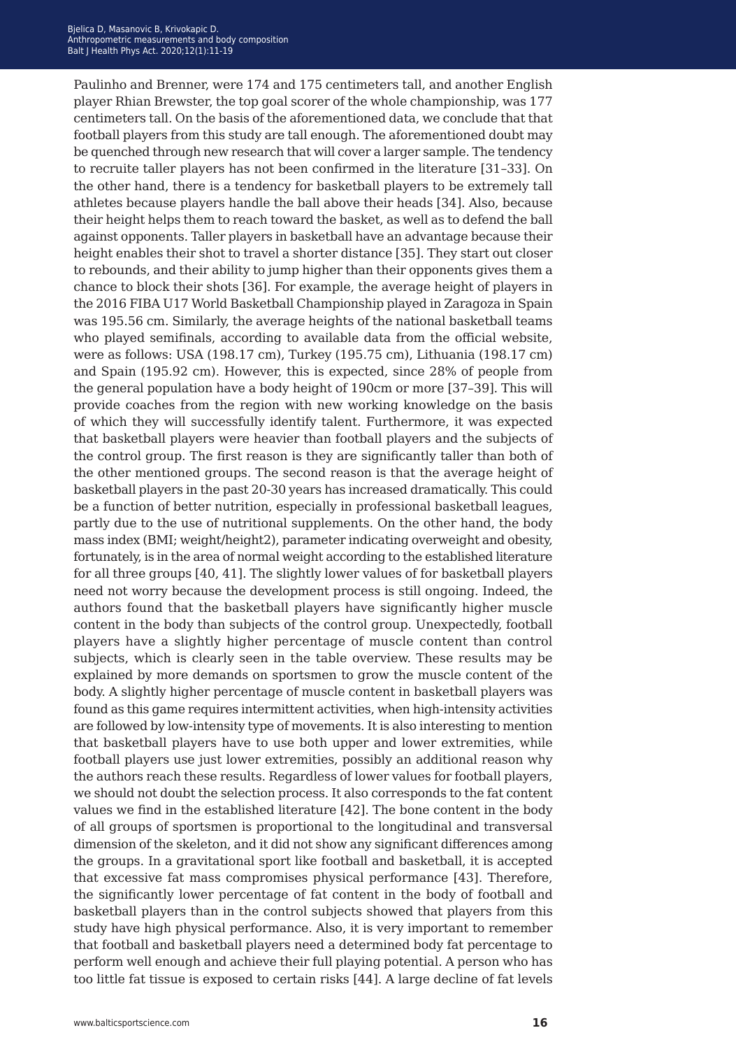Paulinho and Brenner, were 174 and 175 centimeters tall, and another English player Rhian Brewster, the top goal scorer of the whole championship, was 177 centimeters tall. On the basis of the aforementioned data, we conclude that that football players from this study are tall enough. The aforementioned doubt may be quenched through new research that will cover a larger sample. The tendency to recruit taller players has not been confirmed in the literature [31–33]. On the other hand, there is a tendency for basketball players to be extremely tall athletes because players handle the ball above their heads [34]. Also, because their height helps them to reach toward the basket, as well as to defend the ball against opponents. Taller players in basketball have an advantage because their height enables their shot to travel a shorter distance [35]. They start out closer to rebounds, and their ability to jump higher than their opponents gives them a chance to block their shots [36]. For example, the average height of players in the 2016 FIBA U17 World Basketball Championship played in Zaragoza in Spain was 195.56 cm. Similarly, the average heights of the national basketball teams who played semifinals, according to available data from the official website, were as follows: USA (198.17 cm), Turkey (195.75 cm), Lithuania (198.17 cm) and Spain (195.92 cm). However, this is expected, since 28% of people from the general population have a body height of 190cm or more [37–39]. This will provide coaches from the region with new working knowledge on the basis of which they will successfully identify talent. Furthermore, it was expected that basketball players were heavier than football players and the subjects of the control group. The first reason is they are significantly taller than both of the other mentioned groups. The second reason is that the average height of basketball players in the past 20-30 years has increased dramatically. This could be a function of better nutrition, especially in professional basketball leagues, partly due to the use of nutritional supplements. On the other hand, the body mass index (BMI; weight/height2), parameter indicating overweight and obesity, fortunately, is in the area of normal weight according to the established literature for all three groups [40, 41]. The slightly lower values of for basketball players need not worry because the development process is still ongoing. Indeed, the authors found that the basketball players have significantly higher muscle content in the body than subjects of the control group. Unexpectedly, football players have a slightly higher percentage of muscle content than control subjects, which is clearly seen in the table overview. These results may be explained by more demands on sportsmen to grow the muscle content of the body. A slightly higher percentage of muscle content in basketball players was found as this game requires intermittent activities, when high-intensity activities are followed by low-intensity type of movements. It is also interesting to mention that basketball players have to use both upper and lower extremities, while football players use just lower extremities, possibly an additional reason why the authors reach these results. Regardless of lower values for football players, we should not doubt the selection process. It also corresponds to the fat content values we find in the established literature [42]. The bone content in the body of all groups of sportsmen is proportional to the longitudinal and transversal dimension of the skeleton, and it did not show any significant differences among the groups. In a gravitational sport like football and basketball, it is accepted that excessive fat mass compromises physical performance [43]. Therefore, the significantly lower percentage of fat content in the body of football and basketball players than in the control subjects showed that players from this study have high physical performance. Also, it is very important to remember that football and basketball players need a determined body fat percentage to perform well enough and achieve their full playing potential. A person who has too little fat tissue is exposed to certain risks [44]. A large decline of fat levels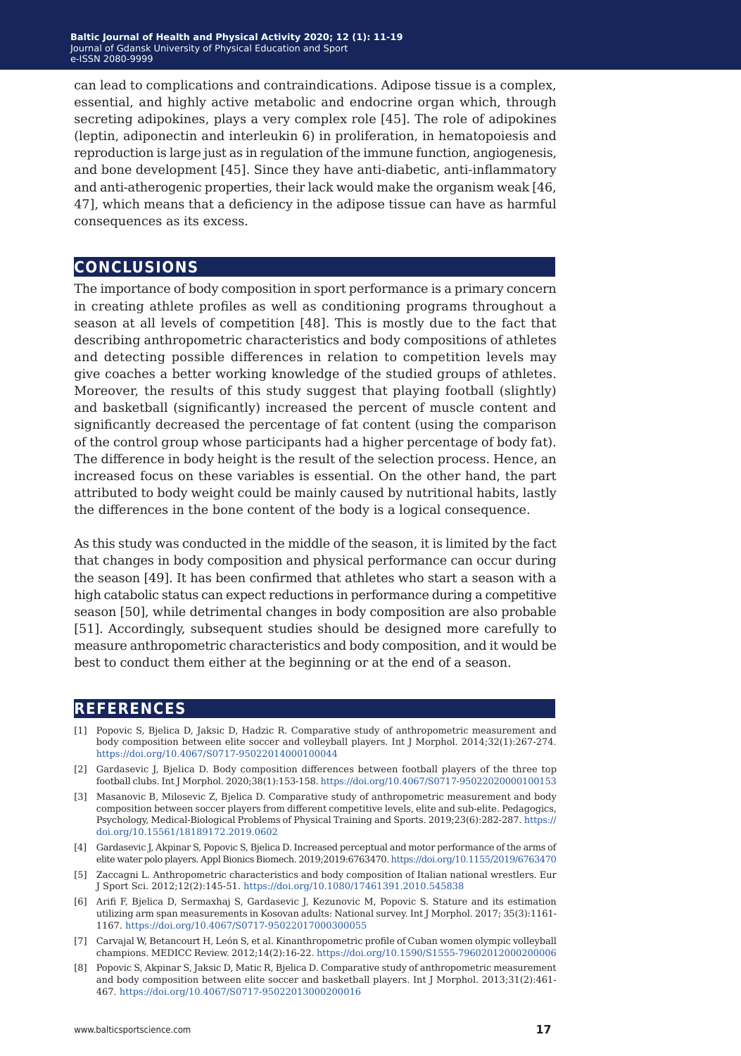can lead to complications and contraindications. Adipose tissue is a complex, essential, and highly active metabolic and endocrine organ which, through secreting adipokines, plays a very complex role [45]. The role of adipokines (leptin, adiponectin and interleukin 6) in proliferation, in hematopoiesis and reproduction is large just as in regulation of the immune function, angiogenesis, and bone development [45]. Since they have anti-diabetic, anti-inflammatory and anti-atherogenic properties, their lack would make the organism weak [46, 47], which means that a deficiency in the adipose tissue can have as harmful consequences as its excess.

## CONCLUSIONS

The importance of body composition in sport performance is a primary concern in creating athlete profiles as well as conditioning programs throughout a season at all levels of competition [48]. This is mostly due to the fact that describing anthropometric characteristics and body compositions of athletes and detecting possible differences in relation to competition levels may give coaches a better working knowledge of the studied groups of athletes. Moreover, the results of this study suggest that playing football (slightly) and basketball (significantly) increased the percent of muscle content and significantly decreased the percentage of fat content (using the comparison of the control group whose participants had a higher percentage of body fat). The difference in body height is the result of the selection process. Hence, an increased focus on these variables is essential. On the other hand, the part attributed to body weight could be mainly caused by nutritional habits, lastly the differences in the bone content of the body is a logical consequence.

As this study was conducted in the middle of the season, it is limited by the fact that changes in body composition and physical performance can occur during the season [49]. It has been confirmed that athletes who start a season with a high catabolic status can expect reductions in performance during a competitive season [50], while detrimental changes in body composition are also probable [51]. Accordingly, subsequent studies should be designed more carefully to measure anthropometric characteristics and body composition, and it would be best to conduct them either at the beginning or at the end of a season.

## REFERENCES

[1] Popovic S, Bjelica D, Jaksic D, Hadzic R. Comparative study of anthropometric measurement and body composition between elite soccer and volleyball players. Int J Morphol. 2014;32(1):267-274. https://doi.org/10.4067/S0717-95022014000100044

[2] Gardasevic J, Bjelica D. Body composition differences between football players of the three top football clubs. Int J Morphol. 2020;38(1):153-158. https://doi.org/10.4067/S0717-95022020000100153

[3] Masanovic B, Milosevic Z, Bjelica D. Comparative study of anthropometric measurement and body composition between soccer players from different competitive levels, elite and sub-elite. Pedagogics, Psychology, Medical-Biological Problems of Physical Training and Sports. 2019;23(6):282-287. https://doi.org/10.15561/18189172.2019.0602

[4] Gardasevic J, Akpinar S, Popovic S, Bjelica D. Increased perceptual and motor performance of the arms of elite water polo players. Appl Bionics Biomech. 2019;2019:6763470. https://doi.org/10.1155/2019/6763470

[5] Zaccagni L. Anthropometric characteristics and body composition of Italian national wrestlers. Eur J Sport Sci. 2012;12(2):145-51. https://doi.org/10.1080/17461391.2010.545838

[6] Arifi F, Bjelica D, Sermaxhaj S, Gardasevic J, Kezunovic M, Popovic S. Stature and its estimation utilizing arm span measurements in Kosovan adults: National survey. Int J Morphol. 2017; 35(3):1161-1167. https://doi.org/10.4067/S0717-95022017000300055

[7] Carvajal W, Betancourt H, León S, et al. Kinanthropometric profile of Cuban women olympic volleyball champions. MEDICC Review. 2012;14(2):16-22. https://doi.org/10.1590/S1555-79602012000200006

[8] Popovic S, Akpinar S, Jaksic D, Matic R, Bjelica D. Comparative study of anthropometric measurement and body composition between elite soccer and basketball players. Int J Morphol. 2013;31(2):461-467. https://doi.org/10.4067/S0717-95022013000200016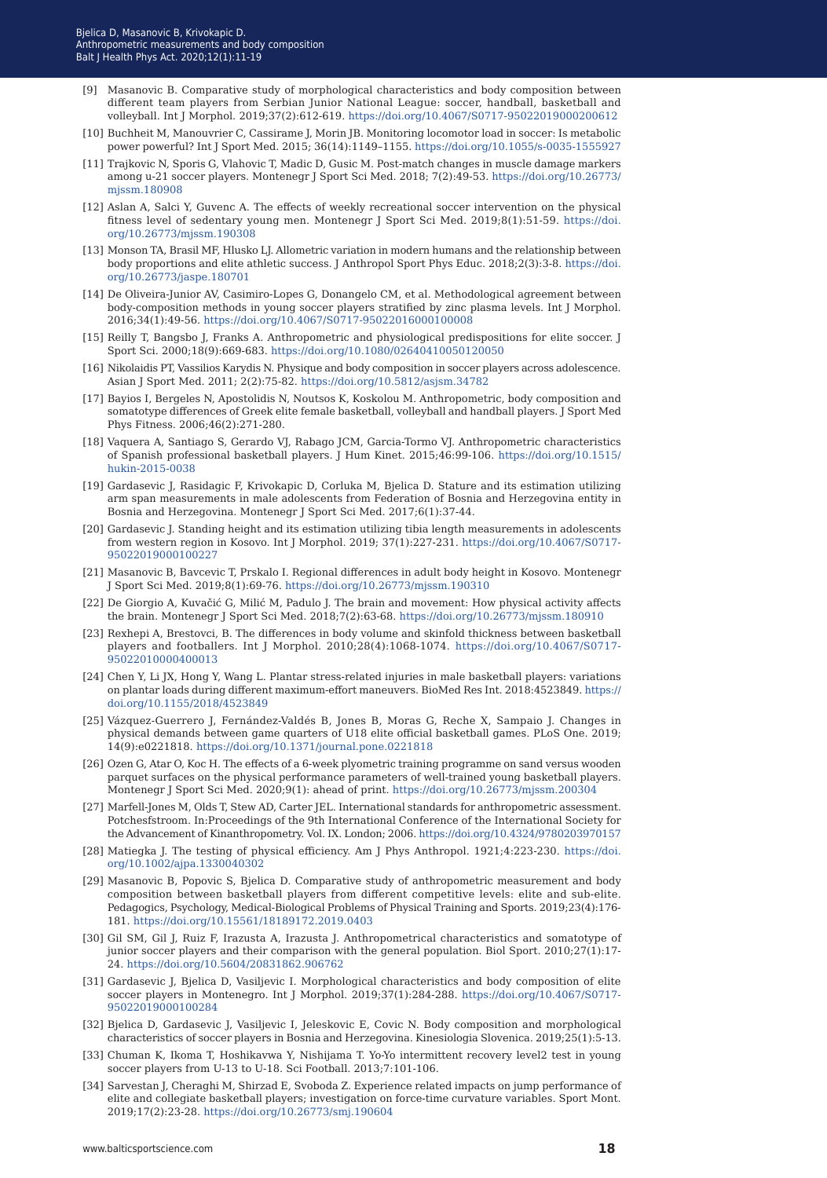[9] Masanovic B. Comparative study of morphological characteristics and body composition between different team players from Serbian Junior National League: soccer, handball, basketball and volleyball. Int J Morphol. 2019;37(2):612-619. https://doi.org/10.4067/S0717-95022019000200612

[10] Buchheit M, Manouvrier C, Cassirame J, Morin JB. Monitoring locomotor load in soccer: Is metabolic power powerful? Int J Sport Med. 2015; 36(14):1149–1155. https://doi.org/10.1055/s-0035-1555927

[11] Trajkovic N, Sporis G, Vlahovic T, Madic D, Gusic M. Post-match changes in muscle damage markers among u-21 soccer players. Montenegr J Sport Sci Med. 2018; 7(2):49-53. https://doi.org/10.26773/mjssm.180908

[12] Aslan A, Salci Y, Guvenc A. The effects of weekly recreational soccer intervention on the physical fitness level of sedentary young men. Montenegr J Sport Sci Med. 2019;8(1):51-59. https://doi.org/10.26773/mjssm.190308

[13] Monson TA, Brasil MF, Hlusko LJ. Allometric variation in modern humans and the relationship between body proportions and elite athletic success. J Anthropol Sport Phys Educ. 2018;2(3):3-8. https://doi.org/10.26773/jaspe.180701

[14] De Oliveira-Junior AV, Casimiro-Lopes G, Donangelo CM, et al. Methodological agreement between body-composition methods in young soccer players stratified by zinc plasma levels. Int J Morphol. 2016;34(1):49-56. https://doi.org/10.4067/S0717-95022016000100008

[15] Reilly T, Bangsbo J, Franks A. Anthropometric and physiological predispositions for elite soccer. J Sport Sci. 2000;18(9):669-683. https://doi.org/10.1080/02640410050120050

[16] Nikolaidis PT, Vassilios Karydis N. Physique and body composition in soccer players across adolescence. Asian J Sport Med. 2011; 2(2):75-82. https://doi.org/10.5812/asjsm.34782

[17] Bayios I, Bergeles N, Apostolidis N, Noutsos K, Koskolou M. Anthropometric, body composition and somatotype differences of Greek elite female basketball, volleyball and handball players. J Sport Med Phys Fitness. 2006;46(2):271-280.

[18] Vaquera A, Santiago S, Gerardo VJ, Rabago JCM, Garcia-Tormo VJ. Anthropometric characteristics of Spanish professional basketball players. J Hum Kinet. 2015;46:99-106. https://doi.org/10.1515/hukin-2015-0038

[19] Gardasevic J, Rasidagic F, Krivokapic D, Corluka M, Bjelica D. Stature and its estimation utilizing arm span measurements in male adolescents from Federation of Bosnia and Herzegovina entity in Bosnia and Herzegovina. Montenegr J Sport Sci Med. 2017;6(1):37-44.

[20] Gardasevic J. Standing height and its estimation utilizing tibia length measurements in adolescents from western region in Kosovo. Int J Morphol. 2019; 37(1):227-231. https://doi.org/10.4067/S0717-95022019000100227

[21] Masanovic B, Bavcevic T, Prskalo I. Regional differences in adult body height in Kosovo. Montenegr J Sport Sci Med. 2019;8(1):69-76. https://doi.org/10.26773/mjssm.190310

[22] De Giorgio A, Kuvačić G, Milić M, Padulo J. The brain and movement: How physical activity affects the brain. Montenegr J Sport Sci Med. 2018;7(2):63-68. https://doi.org/10.26773/mjssm.180910

[23] Rexhepi A, Brestovci, B. The differences in body volume and skinfold thickness between basketball players and footballers. Int J Morphol. 2010;28(4):1068-1074. https://doi.org/10.4067/S0717-95022010000400013

[24] Chen Y, Li JX, Hong Y, Wang L. Plantar stress-related injuries in male basketball players: variations on plantar loads during different maximum-effort maneuvers. BioMed Res Int. 2018:4523849. https://doi.org/10.1155/2018/4523849

[25] Vázquez-Guerrero J, Fernández-Valdés B, Jones B, Moras G, Reche X, Sampaio J. Changes in physical demands between game quarters of U18 elite official basketball games. PLoS One. 2019; 14(9):e0221818. https://doi.org/10.1371/journal.pone.0221818

[26] Ozen G, Atar O, Koc H. The effects of a 6-week plyometric training programme on sand versus wooden parquet surfaces on the physical performance parameters of well-trained young basketball players. Montenegr J Sport Sci Med. 2020;9(1): ahead of print. https://doi.org/10.26773/mjssm.200304

[27] Marfell-Jones M, Olds T, Stew AD, Carter JEL. International standards for anthropometric assessment. Potchesfstroom. In:Proceedings of the 9th International Conference of the International Society for the Advancement of Kinanthropometry. Vol. IX. London; 2006. https://doi.org/10.4324/9780203970157

[28] Matiegka J. The testing of physical efficiency. Am J Phys Anthropol. 1921;4:223-230. https://doi.org/10.1002/ajpa.1330040302

[29] Masanovic B, Popovic S, Bjelica D. Comparative study of anthropometric measurement and body composition between basketball players from different competitive levels: elite and sub-elite. Pedagogics, Psychology, Medical-Biological Problems of Physical Training and Sports. 2019;23(4):176-181. https://doi.org/10.15561/18189172.2019.0403

[30] Gil SM, Gil J, Ruiz F, Irazusta A, Irazusta J. Anthropometrical characteristics and somatotype of junior soccer players and their comparison with the general population. Biol Sport. 2010;27(1):17-24. https://doi.org/10.5604/20831862.906762

[31] Gardasevic J, Bjelica D, Vasiljevic I. Morphological characteristics and body composition of elite soccer players in Montenegro. Int J Morphol. 2019;37(1):284-288. https://doi.org/10.4067/S0717-95022019000100284

[32] Bjelica D, Gardasevic J, Vasiljevic I, Jeleskovic E, Covic N. Body composition and morphological characteristics of soccer players in Bosnia and Herzegovina. Kinesiologia Slovenica. 2019;25(1):5-13.

[33] Chuman K, Ikoma T, Hoshikavwa Y, Nishijama T. Yo-Yo intermittent recovery level2 test in young soccer players from U-13 to U-18. Sci Football. 2013;7:101-106.

[34] Sarvestan J, Cheraghi M, Shirzad E, Svoboda Z. Experience related impacts on jump performance of elite and collegiate basketball players; investigation on force-time curvature variables. Sport Mont. 2019;17(2):23-28. https://doi.org/10.26773/smj.190604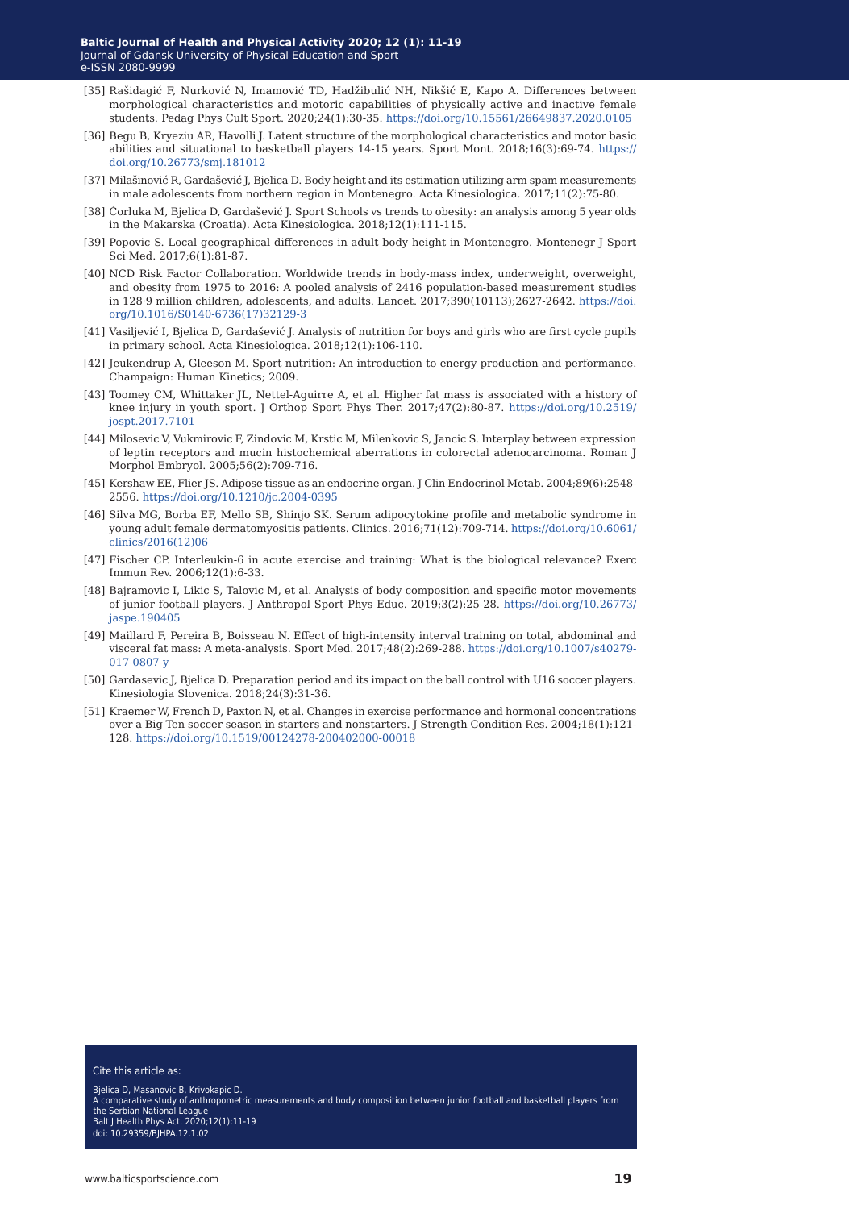[35] Rašidagić F, Nurković N, Imamović TD, Hadžibulić NH, Nikšić E, Kapo A. Differences between morphological characteristics and motoric capabilities of physically active and inactive female students. Pedag Phys Cult Sport. 2020;24(1):30-35. https://doi.org/10.15561/26649837.2020.0105

[36] Begu B, Kryeziu AR, Havolli J. Latent structure of the morphological characteristics and motor basic abilities and situational to basketball players 14-15 years. Sport Mont. 2018;16(3):69-74. https://doi.org/10.26773/smj.181012

[37] Milašinović R, Gardašević J, Bjelica D. Body height and its estimation utilizing arm spam measurements in male adolescents from northern region in Montenegro. Acta Kinesiologica. 2017;11(2):75-80.

[38] Ćorluka M, Bjelica D, Gardašević J. Sport Schools vs trends to obesity: an analysis among 5 year olds in the Makarska (Croatia). Acta Kinesiologica. 2018;12(1):111-115.

[39] Popovic S. Local geographical differences in adult body height in Montenegro. Montenegr J Sport Sci Med. 2017;6(1):81-87.

[40] NCD Risk Factor Collaboration. Worldwide trends in body-mass index, underweight, overweight, and obesity from 1975 to 2016: A pooled analysis of 2416 population-based measurement studies in 128·9 million children, adolescents, and adults. Lancet. 2017;390(10113);2627-2642. https://doi.org/10.1016/S0140-6736(17)32129-3

[41] Vasiljević I, Bjelica D, Gardašević J. Analysis of nutrition for boys and girls who are first cycle pupils in primary school. Acta Kinesiologica. 2018;12(1):106-110.

[42] Jeukendrup A, Gleeson M. Sport nutrition: An introduction to energy production and performance. Champaign: Human Kinetics; 2009.

[43] Toomey CM, Whittaker JL, Nettel-Aguirre A, et al. Higher fat mass is associated with a history of knee injury in youth sport. J Orthop Sport Phys Ther. 2017;47(2):80-87. https://doi.org/10.2519/jospt.2017.7101

[44] Milosevic V, Vukmirovic F, Zindovic M, Krstic M, Milenkovic S, Jancic S. Interplay between expression of leptin receptors and mucin histochemical aberrations in colorectal adenocarcinoma. Roman J Morphol Embryol. 2005;56(2):709-716.

[45] Kershaw EE, Flier JS. Adipose tissue as an endocrine organ. J Clin Endocrinol Metab. 2004;89(6):2548-2556. https://doi.org/10.1210/jc.2004-0395

[46] Silva MG, Borba EF, Mello SB, Shinjo SK. Serum adipocytokine profile and metabolic syndrome in young adult female dermatomyositis patients. Clinics. 2016;71(12):709-714. https://doi.org/10.6061/clinics/2016(12)06

[47] Fischer CP. Interleukin-6 in acute exercise and training: What is the biological relevance? Exerc Immun Rev. 2006;12(1):6-33.

[48] Bajramovic I, Likic S, Talovic M, et al. Analysis of body composition and specific motor movements of junior football players. J Anthropol Sport Phys Educ. 2019;3(2):25-28. https://doi.org/10.26773/jaspe.190405

[49] Maillard F, Pereira B, Boisseau N. Effect of high-intensity interval training on total, abdominal and visceral fat mass: A meta-analysis. Sport Med. 2017;48(2):269-288. https://doi.org/10.1007/s40279-017-0807-y

[50] Gardasevic J, Bjelica D. Preparation period and its impact on the ball control with U16 soccer players. Kinesiologia Slovenica. 2018;24(3):31-36.

[51] Kraemer W, French D, Paxton N, et al. Changes in exercise performance and hormonal concentrations over a Big Ten soccer season in starters and nonstarters. J Strength Condition Res. 2004;18(1):121-128. https://doi.org/10.1519/00124278-200402000-00018

Cite this article as:

Bjelica D, Masanovic B, Krivokapic D.
A comparative study of anthropometric measurements and body composition between junior football and basketball players from the Serbian National League
Balt J Health Phys Act. 2020;12(1):11-19
doi: 10.29359/BJHPA.12.1.02